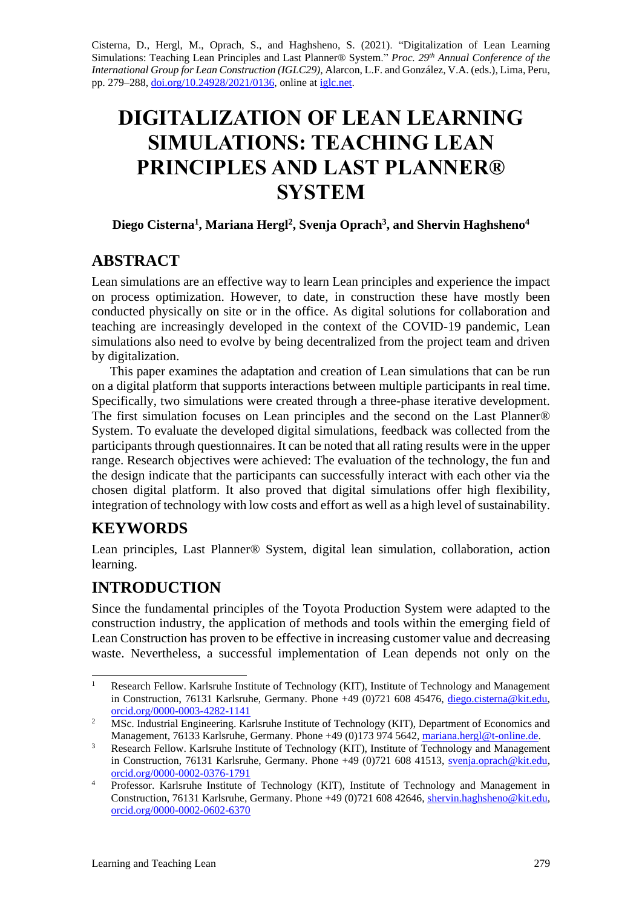Cisterna, D., Hergl, M., Oprach, S., and Haghsheno, S. (2021). "Digitalization of Lean Learning Simulations: Teaching Lean Principles and Last Planner® System." *Proc. 29th Annual Conference of the International Group for Lean Construction (IGLC29),* Alarcon, L.F. and González, V.A. (eds.), Lima, Peru, pp. 279–288, doi.org/10.24928/2021/0136, online at iglc.net.

# DIGITALIZATION OF LEAN LEARNING SIMULATIONS: TEACHING LEAN PRINCIPLES AND LAST PLANNER® SYSTEM

**Diego Cisterna[1], Mariana Hergl[2], Svenja Oprach[3], and Shervin Haghsheno[4]**

## ABSTRACT

Lean simulations are an effective way to learn Lean principles and experience the impact on process optimization. However, to date, in construction these have mostly been conducted physically on site or in the office. As digital solutions for collaboration and teaching are increasingly developed in the context of the COVID-19 pandemic, Lean simulations also need to evolve by being decentralized from the project team and driven by digitalization.

This paper examines the adaptation and creation of Lean simulations that can be run on a digital platform that supports interactions between multiple participants in real time. Specifically, two simulations were created through a three-phase iterative development. The first simulation focuses on Lean principles and the second on the Last Planner® System. To evaluate the developed digital simulations, feedback was collected from the participants through questionnaires. It can be noted that all rating results were in the upper range. Research objectives were achieved: The evaluation of the technology, the fun and the design indicate that the participants can successfully interact with each other via the chosen digital platform. It also proved that digital simulations offer high flexibility, integration of technology with low costs and effort as well as a high level of sustainability.

## KEYWORDS

Lean principles, Last Planner® System, digital lean simulation, collaboration, action learning.

## INTRODUCTION

Since the fundamental principles of the Toyota Production System were adapted to the construction industry, the application of methods and tools within the emerging field of Lean Construction has proven to be effective in increasing customer value and decreasing waste. Nevertheless, a successful implementation of Lean depends not only on the

---

[1] Research Fellow. Karlsruhe Institute of Technology (KIT), Institute of Technology and Management in Construction, 76131 Karlsruhe, Germany. Phone +49 (0)721 608 45476, diego.cisterna@kit.edu, orcid.org/0000-0003-4282-1141

[2] MSc. Industrial Engineering. Karlsruhe Institute of Technology (KIT), Department of Economics and Management, 76133 Karlsruhe, Germany. Phone +49 (0)173 974 5642, mariana.hergl@t-online.de.

[3] Research Fellow. Karlsruhe Institute of Technology (KIT), Institute of Technology and Management in Construction, 76131 Karlsruhe, Germany. Phone +49 (0)721 608 41513, svenja.oprach@kit.edu, orcid.org/0000-0002-0376-1791

[4] Professor. Karlsruhe Institute of Technology (KIT), Institute of Technology and Management in Construction, 76131 Karlsruhe, Germany. Phone +49 (0)721 608 42646, shervin.haghsheno@kit.edu, orcid.org/0000-0002-0602-6370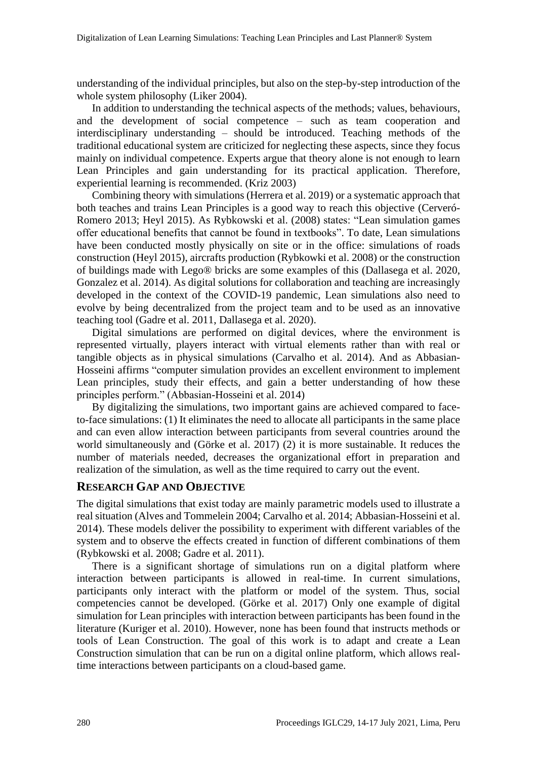understanding of the individual principles, but also on the step-by-step introduction of the whole system philosophy (Liker 2004).

In addition to understanding the technical aspects of the methods; values, behaviours, and the development of social competence – such as team cooperation and interdisciplinary understanding – should be introduced. Teaching methods of the traditional educational system are criticized for neglecting these aspects, since they focus mainly on individual competence. Experts argue that theory alone is not enough to learn Lean Principles and gain understanding for its practical application. Therefore, experiential learning is recommended. (Kriz 2003)

Combining theory with simulations (Herrera et al. 2019) or a systematic approach that both teaches and trains Lean Principles is a good way to reach this objective (Cerveró-Romero 2013; Heyl 2015). As Rybkowski et al. (2008) states: "Lean simulation games offer educational benefits that cannot be found in textbooks". To date, Lean simulations have been conducted mostly physically on site or in the office: simulations of roads construction (Heyl 2015), aircrafts production (Rybkowki et al. 2008) or the construction of buildings made with Lego® bricks are some examples of this (Dallasega et al. 2020, Gonzalez et al. 2014). As digital solutions for collaboration and teaching are increasingly developed in the context of the COVID-19 pandemic, Lean simulations also need to evolve by being decentralized from the project team and to be used as an innovative teaching tool (Gadre et al. 2011, Dallasega et al. 2020).

Digital simulations are performed on digital devices, where the environment is represented virtually, players interact with virtual elements rather than with real or tangible objects as in physical simulations (Carvalho et al. 2014). And as Abbasian-Hosseini affirms "computer simulation provides an excellent environment to implement Lean principles, study their effects, and gain a better understanding of how these principles perform." (Abbasian-Hosseini et al. 2014)

By digitalizing the simulations, two important gains are achieved compared to face-to-face simulations: (1) It eliminates the need to allocate all participants in the same place and can even allow interaction between participants from several countries around the world simultaneously and (Görke et al. 2017) (2) it is more sustainable. It reduces the number of materials needed, decreases the organizational effort in preparation and realization of the simulation, as well as the time required to carry out the event.

## RESEARCH GAP AND OBJECTIVE

The digital simulations that exist today are mainly parametric models used to illustrate a real situation (Alves and Tommelein 2004; Carvalho et al. 2014; Abbasian-Hosseini et al. 2014). These models deliver the possibility to experiment with different variables of the system and to observe the effects created in function of different combinations of them (Rybkowski et al. 2008; Gadre et al. 2011).

There is a significant shortage of simulations run on a digital platform where interaction between participants is allowed in real-time. In current simulations, participants only interact with the platform or model of the system. Thus, social competencies cannot be developed. (Görke et al. 2017) Only one example of digital simulation for Lean principles with interaction between participants has been found in the literature (Kuriger et al. 2010). However, none has been found that instructs methods or tools of Lean Construction. The goal of this work is to adapt and create a Lean Construction simulation that can be run on a digital online platform, which allows real-time interactions between participants on a cloud-based game.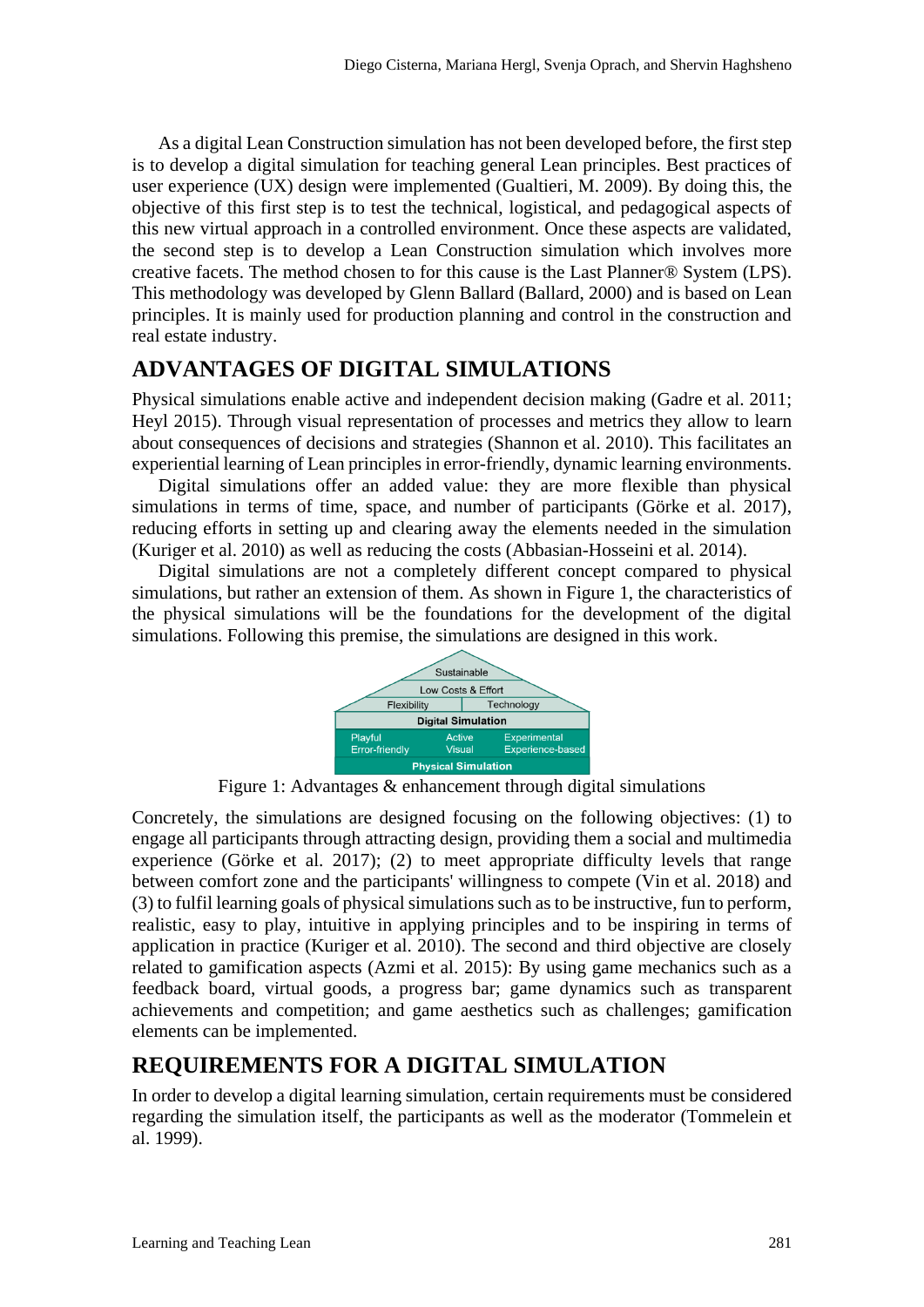As a digital Lean Construction simulation has not been developed before, the first step is to develop a digital simulation for teaching general Lean principles. Best practices of user experience (UX) design were implemented (Gualtieri, M. 2009). By doing this, the objective of this first step is to test the technical, logistical, and pedagogical aspects of this new virtual approach in a controlled environment. Once these aspects are validated, the second step is to develop a Lean Construction simulation which involves more creative facets. The method chosen to for this cause is the Last Planner® System (LPS). This methodology was developed by Glenn Ballard (Ballard, 2000) and is based on Lean principles. It is mainly used for production planning and control in the construction and real estate industry.

## ADVANTAGES OF DIGITAL SIMULATIONS

Physical simulations enable active and independent decision making (Gadre et al. 2011; Heyl 2015). Through visual representation of processes and metrics they allow to learn about consequences of decisions and strategies (Shannon et al. 2010). This facilitates an experiential learning of Lean principles in error-friendly, dynamic learning environments.

Digital simulations offer an added value: they are more flexible than physical simulations in terms of time, space, and number of participants (Görke et al. 2017), reducing efforts in setting up and clearing away the elements needed in the simulation (Kuriger et al. 2010) as well as reducing the costs (Abbasian-Hosseini et al. 2014).

Digital simulations are not a completely different concept compared to physical simulations, but rather an extension of them. As shown in Figure 1, the characteristics of the physical simulations will be the foundations for the development of the digital simulations. Following this premise, the simulations are designed in this work.

Sustainable
Low Costs & Effort
Flexibility | Technology
Digital Simulation
Playful, Error-friendly | Active, Visual | Experimental, Experience-based
Physical Simulation

Figure 1: Advantages & enhancement through digital simulations

Concretely, the simulations are designed focusing on the following objectives: (1) to engage all participants through attracting design, providing them a social and multimedia experience (Görke et al. 2017); (2) to meet appropriate difficulty levels that range between comfort zone and the participants' willingness to compete (Vin et al. 2018) and (3) to fulfil learning goals of physical simulations such as to be instructive, fun to perform, realistic, easy to play, intuitive in applying principles and to be inspiring in terms of application in practice (Kuriger et al. 2010). The second and third objective are closely related to gamification aspects (Azmi et al. 2015): By using game mechanics such as a feedback board, virtual goods, a progress bar; game dynamics such as transparent achievements and competition; and game aesthetics such as challenges; gamification elements can be implemented.

## REQUIREMENTS FOR A DIGITAL SIMULATION

In order to develop a digital learning simulation, certain requirements must be considered regarding the simulation itself, the participants as well as the moderator (Tommelein et al. 1999).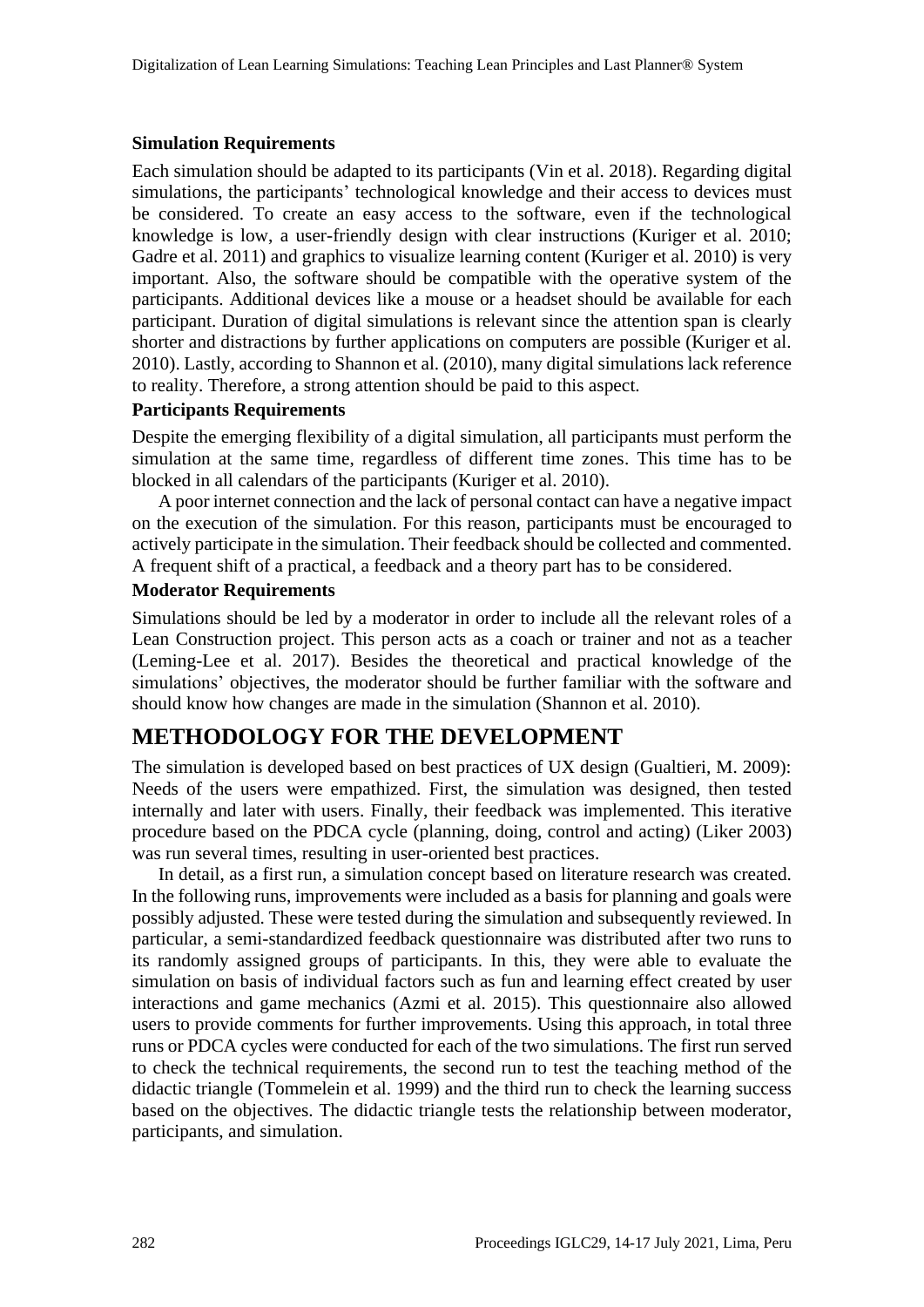### Simulation Requirements

Each simulation should be adapted to its participants (Vin et al. 2018). Regarding digital simulations, the participants' technological knowledge and their access to devices must be considered. To create an easy access to the software, even if the technological knowledge is low, a user-friendly design with clear instructions (Kuriger et al. 2010; Gadre et al. 2011) and graphics to visualize learning content (Kuriger et al. 2010) is very important. Also, the software should be compatible with the operative system of the participants. Additional devices like a mouse or a headset should be available for each participant. Duration of digital simulations is relevant since the attention span is clearly shorter and distractions by further applications on computers are possible (Kuriger et al. 2010). Lastly, according to Shannon et al. (2010), many digital simulations lack reference to reality. Therefore, a strong attention should be paid to this aspect.

### Participants Requirements

Despite the emerging flexibility of a digital simulation, all participants must perform the simulation at the same time, regardless of different time zones. This time has to be blocked in all calendars of the participants (Kuriger et al. 2010).

A poor internet connection and the lack of personal contact can have a negative impact on the execution of the simulation. For this reason, participants must be encouraged to actively participate in the simulation. Their feedback should be collected and commented. A frequent shift of a practical, a feedback and a theory part has to be considered.

### Moderator Requirements

Simulations should be led by a moderator in order to include all the relevant roles of a Lean Construction project. This person acts as a coach or trainer and not as a teacher (Leming-Lee et al. 2017). Besides the theoretical and practical knowledge of the simulations' objectives, the moderator should be further familiar with the software and should know how changes are made in the simulation (Shannon et al. 2010).

## METHODOLOGY FOR THE DEVELOPMENT

The simulation is developed based on best practices of UX design (Gualtieri, M. 2009): Needs of the users were empathized. First, the simulation was designed, then tested internally and later with users. Finally, their feedback was implemented. This iterative procedure based on the PDCA cycle (planning, doing, control and acting) (Liker 2003) was run several times, resulting in user-oriented best practices.

In detail, as a first run, a simulation concept based on literature research was created. In the following runs, improvements were included as a basis for planning and goals were possibly adjusted. These were tested during the simulation and subsequently reviewed. In particular, a semi-standardized feedback questionnaire was distributed after two runs to its randomly assigned groups of participants. In this, they were able to evaluate the simulation on basis of individual factors such as fun and learning effect created by user interactions and game mechanics (Azmi et al. 2015). This questionnaire also allowed users to provide comments for further improvements. Using this approach, in total three runs or PDCA cycles were conducted for each of the two simulations. The first run served to check the technical requirements, the second run to test the teaching method of the didactic triangle (Tommelein et al. 1999) and the third run to check the learning success based on the objectives. The didactic triangle tests the relationship between moderator, participants, and simulation.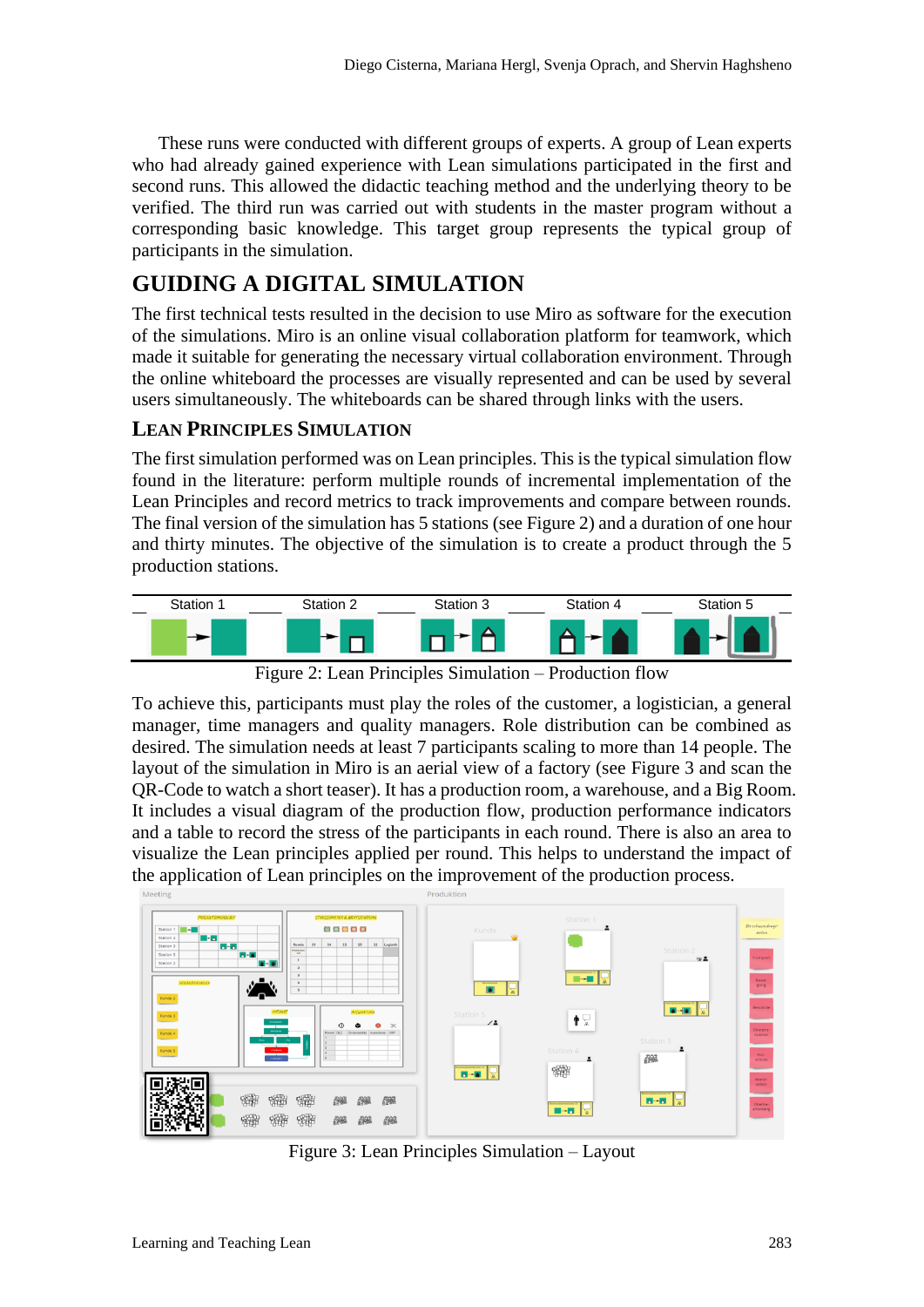These runs were conducted with different groups of experts. A group of Lean experts who had already gained experience with Lean simulations participated in the first and second runs. This allowed the didactic teaching method and the underlying theory to be verified. The third run was carried out with students in the master program without a corresponding basic knowledge. This target group represents the typical group of participants in the simulation.

## GUIDING A DIGITAL SIMULATION

The first technical tests resulted in the decision to use Miro as software for the execution of the simulations. Miro is an online visual collaboration platform for teamwork, which made it suitable for generating the necessary virtual collaboration environment. Through the online whiteboard the processes are visually represented and can be used by several users simultaneously. The whiteboards can be shared through links with the users.

### Lean Principles Simulation

The first simulation performed was on Lean principles. This is the typical simulation flow found in the literature: perform multiple rounds of incremental implementation of the Lean Principles and record metrics to track improvements and compare between rounds. The final version of the simulation has 5 stations (see Figure 2) and a duration of one hour and thirty minutes. The objective of the simulation is to create a product through the 5 production stations.

| Station 1 | Station 2 | Station 3 | Station 4 | Station 5 |
|---|---|---|---|---|

Figure 2: Lean Principles Simulation – Production flow

To achieve this, participants must play the roles of the customer, a logistician, a general manager, time managers and quality managers. Role distribution can be combined as desired. The simulation needs at least 7 participants scaling to more than 14 people. The layout of the simulation in Miro is an aerial view of a factory (see Figure 3 and scan the QR-Code to watch a short teaser). It has a production room, a warehouse, and a Big Room. It includes a visual diagram of the production flow, production performance indicators and a table to record the stress of the participants in each round. There is also an area to visualize the Lean principles applied per round. This helps to understand the impact of the application of Lean principles on the improvement of the production process.

Figure 3: Lean Principles Simulation – Layout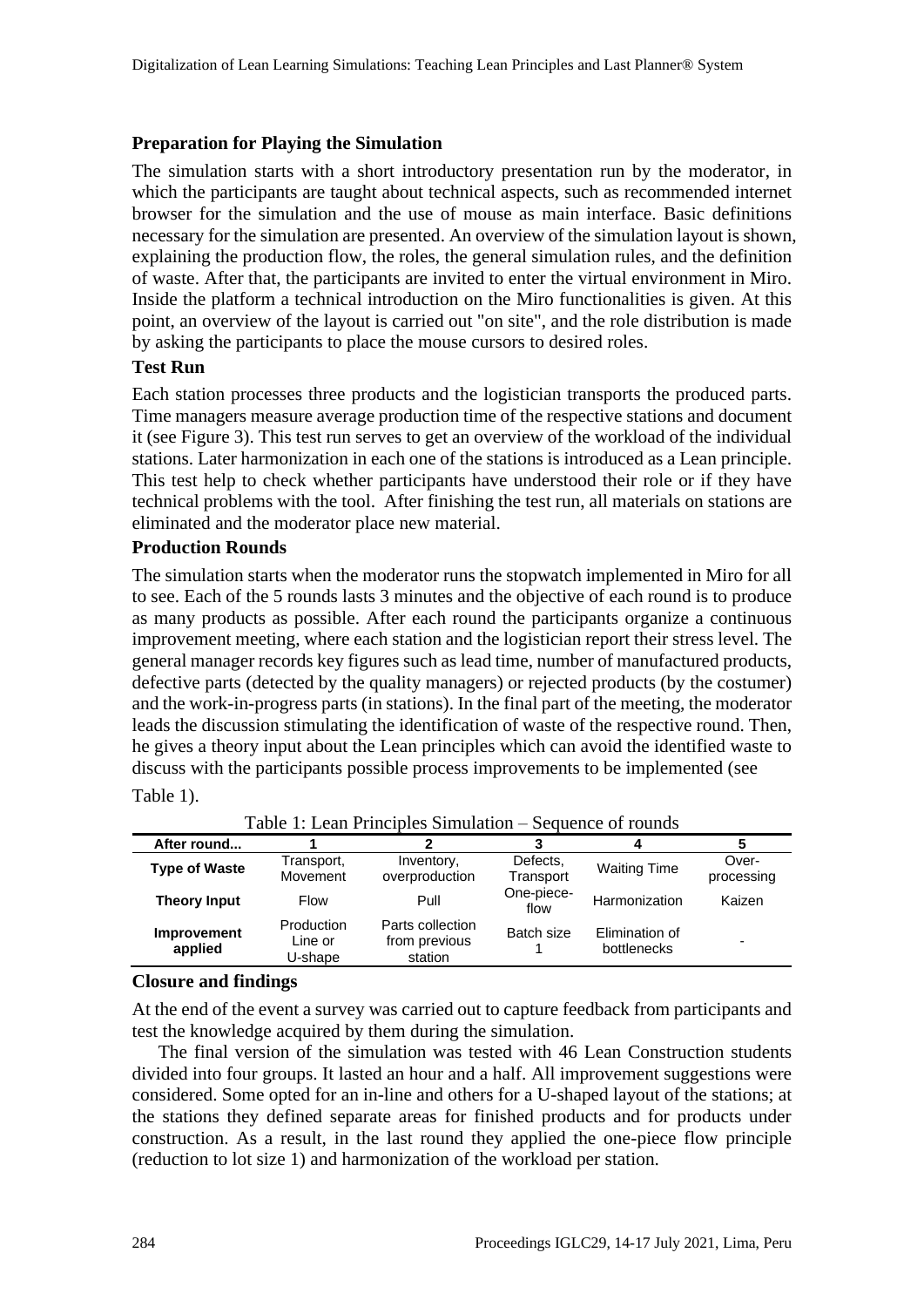### Preparation for Playing the Simulation

The simulation starts with a short introductory presentation run by the moderator, in which the participants are taught about technical aspects, such as recommended internet browser for the simulation and the use of mouse as main interface. Basic definitions necessary for the simulation are presented. An overview of the simulation layout is shown, explaining the production flow, the roles, the general simulation rules, and the definition of waste. After that, the participants are invited to enter the virtual environment in Miro. Inside the platform a technical introduction on the Miro functionalities is given. At this point, an overview of the layout is carried out "on site", and the role distribution is made by asking the participants to place the mouse cursors to desired roles.

### Test Run

Each station processes three products and the logistician transports the produced parts. Time managers measure average production time of the respective stations and document it (see Figure 3). This test run serves to get an overview of the workload of the individual stations. Later harmonization in each one of the stations is introduced as a Lean principle. This test help to check whether participants have understood their role or if they have technical problems with the tool. After finishing the test run, all materials on stations are eliminated and the moderator place new material.

### Production Rounds

The simulation starts when the moderator runs the stopwatch implemented in Miro for all to see. Each of the 5 rounds lasts 3 minutes and the objective of each round is to produce as many products as possible. After each round the participants organize a continuous improvement meeting, where each station and the logistician report their stress level. The general manager records key figures such as lead time, number of manufactured products, defective parts (detected by the quality managers) or rejected products (by the costumer) and the work-in-progress parts (in stations). In the final part of the meeting, the moderator leads the discussion stimulating the identification of waste of the respective round. Then, he gives a theory input about the Lean principles which can avoid the identified waste to discuss with the participants possible process improvements to be implemented (see Table 1).

Table 1: Lean Principles Simulation – Sequence of rounds

| After round... | 1 | 2 | 3 | 4 | 5 |
|---|---|---|---|---|---|
| **Type of Waste** | Transport, Movement | Inventory, overproduction | Defects, Transport | Waiting Time | Over-processing |
| **Theory Input** | Flow | Pull | One-piece-flow | Harmonization | Kaizen |
| **Improvement applied** | Production Line or U-shape | Parts collection from previous station | Batch size 1 | Elimination of bottlenecks | - |

### Closure and findings

At the end of the event a survey was carried out to capture feedback from participants and test the knowledge acquired by them during the simulation.

The final version of the simulation was tested with 46 Lean Construction students divided into four groups. It lasted an hour and a half. All improvement suggestions were considered. Some opted for an in-line and others for a U-shaped layout of the stations; at the stations they defined separate areas for finished products and for products under construction. As a result, in the last round they applied the one-piece flow principle (reduction to lot size 1) and harmonization of the workload per station.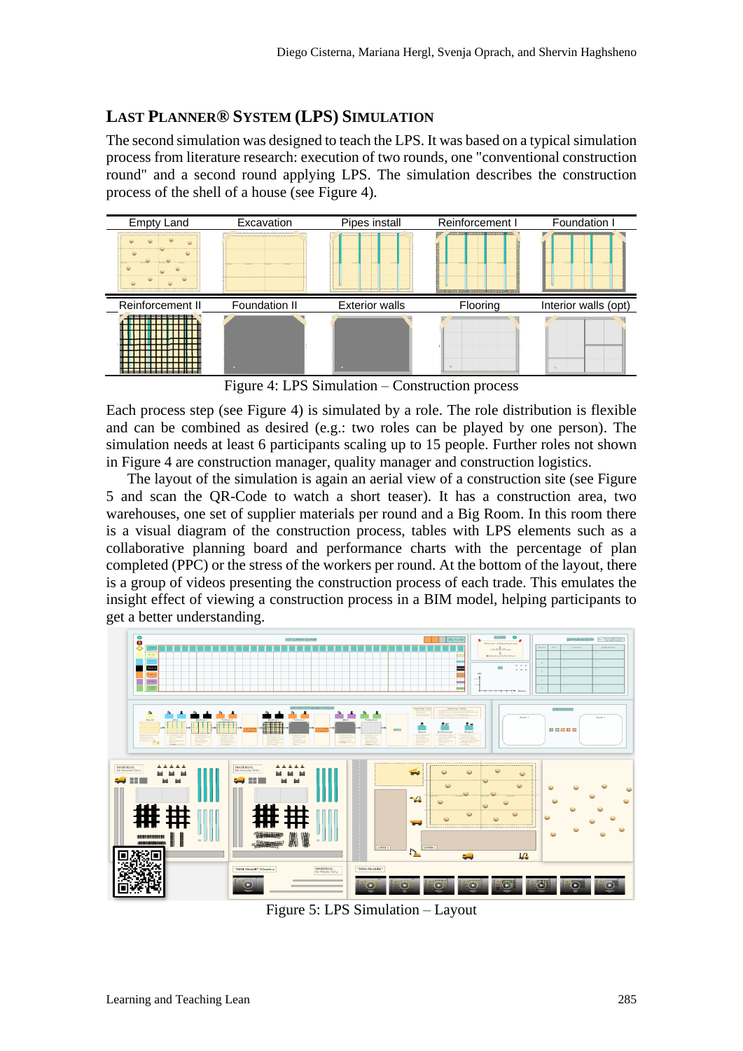## LAST PLANNER® SYSTEM (LPS) SIMULATION

The second simulation was designed to teach the LPS. It was based on a typical simulation process from literature research: execution of two rounds, one "conventional construction round" and a second round applying LPS. The simulation describes the construction process of the shell of a house (see Figure 4).

| Empty Land | Excavation | Pipes install | Reinforcement I | Foundation I |
|---|---|---|---|---|
| Reinforcement II | Foundation II | Exterior walls | Flooring | Interior walls (opt) |

Figure 4: LPS Simulation – Construction process

Each process step (see Figure 4) is simulated by a role. The role distribution is flexible and can be combined as desired (e.g.: two roles can be played by one person). The simulation needs at least 6 participants scaling up to 15 people. Further roles not shown in Figure 4 are construction manager, quality manager and construction logistics.

The layout of the simulation is again an aerial view of a construction site (see Figure 5 and scan the QR-Code to watch a short teaser). It has a construction area, two warehouses, one set of supplier materials per round and a Big Room. In this room there is a visual diagram of the construction process, tables with LPS elements such as a collaborative planning board and performance charts with the percentage of plan completed (PPC) or the stress of the workers per round. At the bottom of the layout, there is a group of videos presenting the construction process of each trade. This emulates the insight effect of viewing a construction process in a BIM model, helping participants to get a better understanding.

Figure 5: LPS Simulation – Layout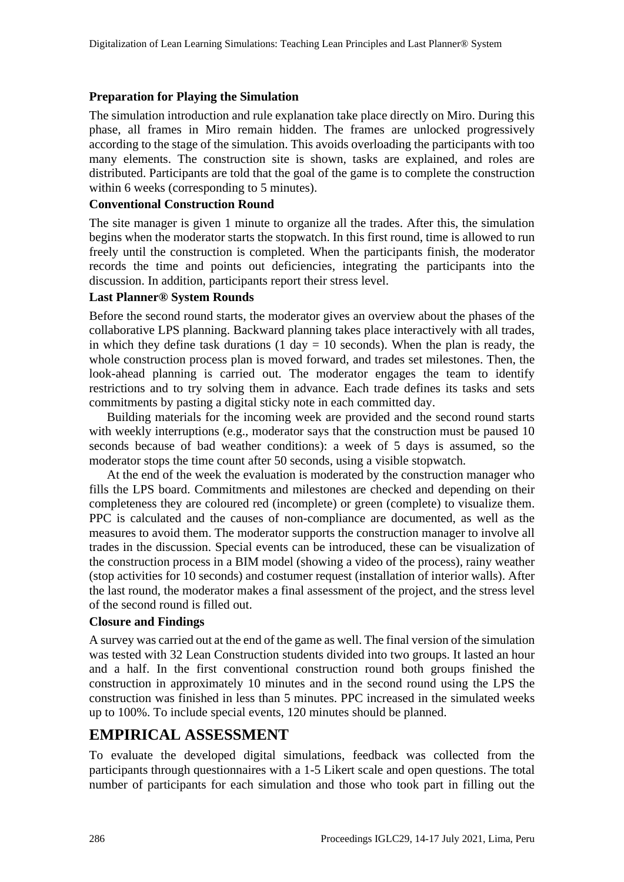### Preparation for Playing the Simulation

The simulation introduction and rule explanation take place directly on Miro. During this phase, all frames in Miro remain hidden. The frames are unlocked progressively according to the stage of the simulation. This avoids overloading the participants with too many elements. The construction site is shown, tasks are explained, and roles are distributed. Participants are told that the goal of the game is to complete the construction within 6 weeks (corresponding to 5 minutes).

### Conventional Construction Round

The site manager is given 1 minute to organize all the trades. After this, the simulation begins when the moderator starts the stopwatch. In this first round, time is allowed to run freely until the construction is completed. When the participants finish, the moderator records the time and points out deficiencies, integrating the participants into the discussion. In addition, participants report their stress level.

### Last Planner® System Rounds

Before the second round starts, the moderator gives an overview about the phases of the collaborative LPS planning. Backward planning takes place interactively with all trades, in which they define task durations (1 day = 10 seconds). When the plan is ready, the whole construction process plan is moved forward, and trades set milestones. Then, the look-ahead planning is carried out. The moderator engages the team to identify restrictions and to try solving them in advance. Each trade defines its tasks and sets commitments by pasting a digital sticky note in each committed day.

Building materials for the incoming week are provided and the second round starts with weekly interruptions (e.g., moderator says that the construction must be paused 10 seconds because of bad weather conditions): a week of 5 days is assumed, so the moderator stops the time count after 50 seconds, using a visible stopwatch.

At the end of the week the evaluation is moderated by the construction manager who fills the LPS board. Commitments and milestones are checked and depending on their completeness they are coloured red (incomplete) or green (complete) to visualize them. PPC is calculated and the causes of non-compliance are documented, as well as the measures to avoid them. The moderator supports the construction manager to involve all trades in the discussion. Special events can be introduced, these can be visualization of the construction process in a BIM model (showing a video of the process), rainy weather (stop activities for 10 seconds) and costumer request (installation of interior walls). After the last round, the moderator makes a final assessment of the project, and the stress level of the second round is filled out.

### Closure and Findings

A survey was carried out at the end of the game as well. The final version of the simulation was tested with 32 Lean Construction students divided into two groups. It lasted an hour and a half. In the first conventional construction round both groups finished the construction in approximately 10 minutes and in the second round using the LPS the construction was finished in less than 5 minutes. PPC increased in the simulated weeks up to 100%. To include special events, 120 minutes should be planned.

## EMPIRICAL ASSESSMENT

To evaluate the developed digital simulations, feedback was collected from the participants through questionnaires with a 1-5 Likert scale and open questions. The total number of participants for each simulation and those who took part in filling out the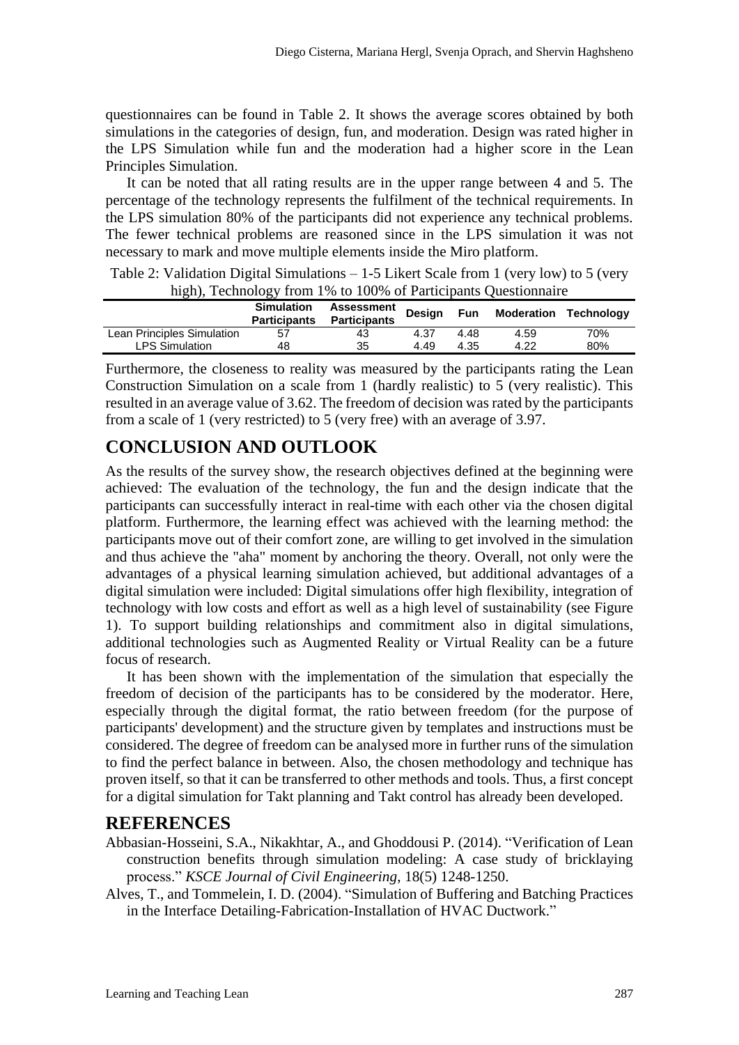questionnaires can be found in Table 2. It shows the average scores obtained by both simulations in the categories of design, fun, and moderation. Design was rated higher in the LPS Simulation while fun and the moderation had a higher score in the Lean Principles Simulation.

It can be noted that all rating results are in the upper range between 4 and 5. The percentage of the technology represents the fulfilment of the technical requirements. In the LPS simulation 80% of the participants did not experience any technical problems. The fewer technical problems are reasoned since in the LPS simulation it was not necessary to mark and move multiple elements inside the Miro platform.

Table 2: Validation Digital Simulations – 1-5 Likert Scale from 1 (very low) to 5 (very high), Technology from 1% to 100% of Participants Questionnaire

| | Simulation Participants | Assessment Participants | Design | Fun | Moderation | Technology |
|---|---|---|---|---|---|---|
| Lean Principles Simulation | 57 | 43 | 4.37 | 4.48 | 4.59 | 70% |
| LPS Simulation | 48 | 35 | 4.49 | 4.35 | 4.22 | 80% |

Furthermore, the closeness to reality was measured by the participants rating the Lean Construction Simulation on a scale from 1 (hardly realistic) to 5 (very realistic). This resulted in an average value of 3.62. The freedom of decision was rated by the participants from a scale of 1 (very restricted) to 5 (very free) with an average of 3.97.

## CONCLUSION AND OUTLOOK

As the results of the survey show, the research objectives defined at the beginning were achieved: The evaluation of the technology, the fun and the design indicate that the participants can successfully interact in real-time with each other via the chosen digital platform. Furthermore, the learning effect was achieved with the learning method: the participants move out of their comfort zone, are willing to get involved in the simulation and thus achieve the "aha" moment by anchoring the theory. Overall, not only were the advantages of a physical learning simulation achieved, but additional advantages of a digital simulation were included: Digital simulations offer high flexibility, integration of technology with low costs and effort as well as a high level of sustainability (see Figure 1). To support building relationships and commitment also in digital simulations, additional technologies such as Augmented Reality or Virtual Reality can be a future focus of research.

It has been shown with the implementation of the simulation that especially the freedom of decision of the participants has to be considered by the moderator. Here, especially through the digital format, the ratio between freedom (for the purpose of participants' development) and the structure given by templates and instructions must be considered. The degree of freedom can be analysed more in further runs of the simulation to find the perfect balance in between. Also, the chosen methodology and technique has proven itself, so that it can be transferred to other methods and tools. Thus, a first concept for a digital simulation for Takt planning and Takt control has already been developed.

## REFERENCES

Abbasian-Hosseini, S.A., Nikakhtar, A., and Ghoddousi P. (2014). "Verification of Lean construction benefits through simulation modeling: A case study of bricklaying process." *KSCE Journal of Civil Engineering*, 18(5) 1248-1250.

Alves, T., and Tommelein, I. D. (2004). "Simulation of Buffering and Batching Practices in the Interface Detailing-Fabrication-Installation of HVAC Ductwork."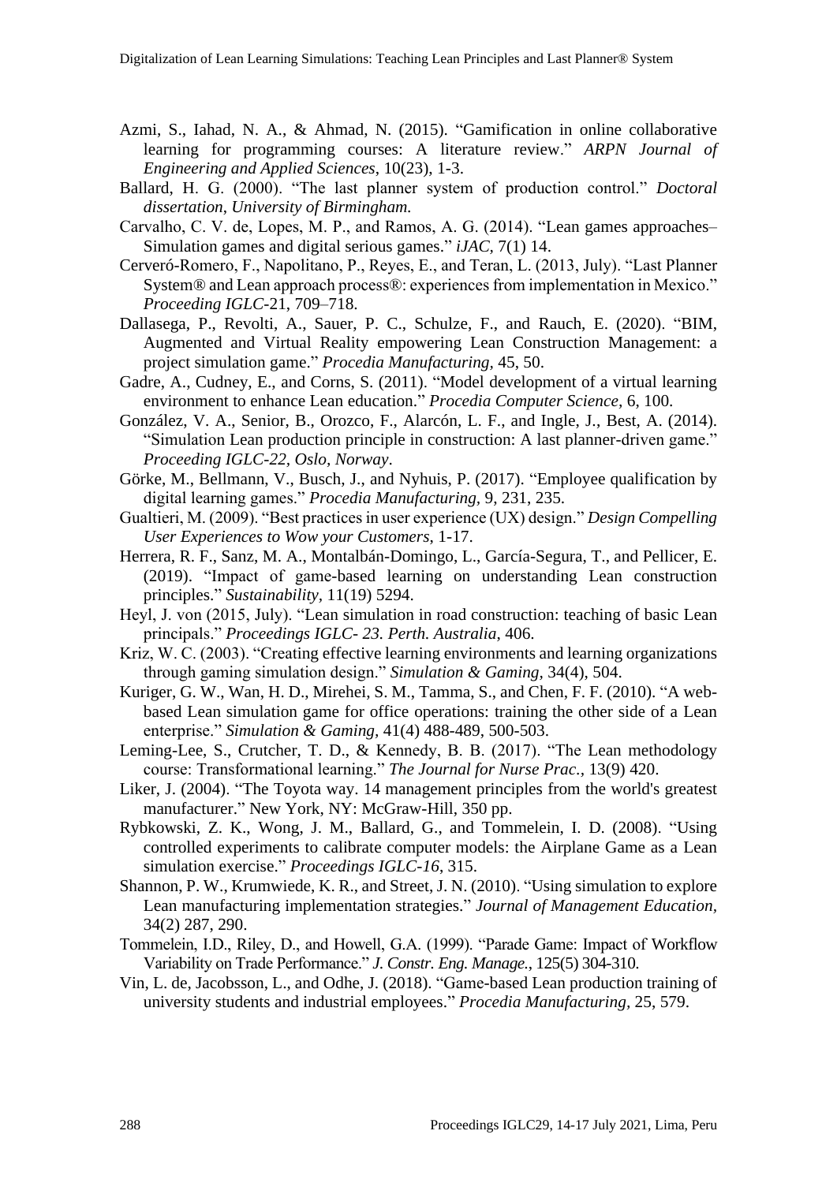Azmi, S., Iahad, N. A., & Ahmad, N. (2015). "Gamification in online collaborative learning for programming courses: A literature review." *ARPN Journal of Engineering and Applied Sciences*, 10(23), 1-3.

Ballard, H. G. (2000). "The last planner system of production control." *Doctoral dissertation*, *University of Birmingham.*

Carvalho, C. V. de, Lopes, M. P., and Ramos, A. G. (2014). "Lean games approaches– Simulation games and digital serious games." *iJAC,* 7(1) 14.

Cerveró-Romero, F., Napolitano, P., Reyes, E., and Teran, L. (2013, July). "Last Planner System® and Lean approach process®: experiences from implementation in Mexico." *Proceeding IGLC*-21, 709–718.

Dallasega, P., Revolti, A., Sauer, P. C., Schulze, F., and Rauch, E. (2020). "BIM, Augmented and Virtual Reality empowering Lean Construction Management: a project simulation game." *Procedia Manufacturing,* 45, 50.

Gadre, A., Cudney, E., and Corns, S. (2011). "Model development of a virtual learning environment to enhance Lean education." *Procedia Computer Science,* 6, 100.

González, V. A., Senior, B., Orozco, F., Alarcón, L. F., and Ingle, J., Best, A. (2014). "Simulation Lean production principle in construction: A last planner-driven game." *Proceeding IGLC-22, Oslo, Norway*.

Görke, M., Bellmann, V., Busch, J., and Nyhuis, P. (2017). "Employee qualification by digital learning games." *Procedia Manufacturing,* 9, 231, 235.

Gualtieri, M. (2009). "Best practices in user experience (UX) design." *Design Compelling User Experiences to Wow your Customers,* 1-17.

Herrera, R. F., Sanz, M. A., Montalbán-Domingo, L., García-Segura, T., and Pellicer, E. (2019). "Impact of game-based learning on understanding Lean construction principles." *Sustainability,* 11(19) 5294.

Heyl, J. von (2015, July). "Lean simulation in road construction: teaching of basic Lean principals." *Proceedings IGLC- 23. Perth. Australia*, 406.

Kriz, W. C. (2003). "Creating effective learning environments and learning organizations through gaming simulation design." *Simulation & Gaming,* 34(4), 504.

Kuriger, G. W., Wan, H. D., Mirehei, S. M., Tamma, S., and Chen, F. F. (2010). "A web-based Lean simulation game for office operations: training the other side of a Lean enterprise." *Simulation & Gaming,* 41(4) 488-489, 500-503.

Leming-Lee, S., Crutcher, T. D., & Kennedy, B. B. (2017). "The Lean methodology course: Transformational learning." *The Journal for Nurse Prac.,* 13(9) 420.

Liker, J. (2004). "The Toyota way. 14 management principles from the world's greatest manufacturer." New York, NY: McGraw-Hill, 350 pp.

Rybkowski, Z. K., Wong, J. M., Ballard, G., and Tommelein, I. D. (2008). "Using controlled experiments to calibrate computer models: the Airplane Game as a Lean simulation exercise." *Proceedings IGLC-16,* 315.

Shannon, P. W., Krumwiede, K. R., and Street, J. N. (2010). "Using simulation to explore Lean manufacturing implementation strategies." *Journal of Management Education,* 34(2) 287, 290.

Tommelein, I.D., Riley, D., and Howell, G.A. (1999). "Parade Game: Impact of Workflow Variability on Trade Performance." *J. Constr. Eng. Manage.,* 125(5) 304-310.

Vin, L. de, Jacobsson, L., and Odhe, J. (2018). "Game-based Lean production training of university students and industrial employees." *Procedia Manufacturing,* 25, 579.